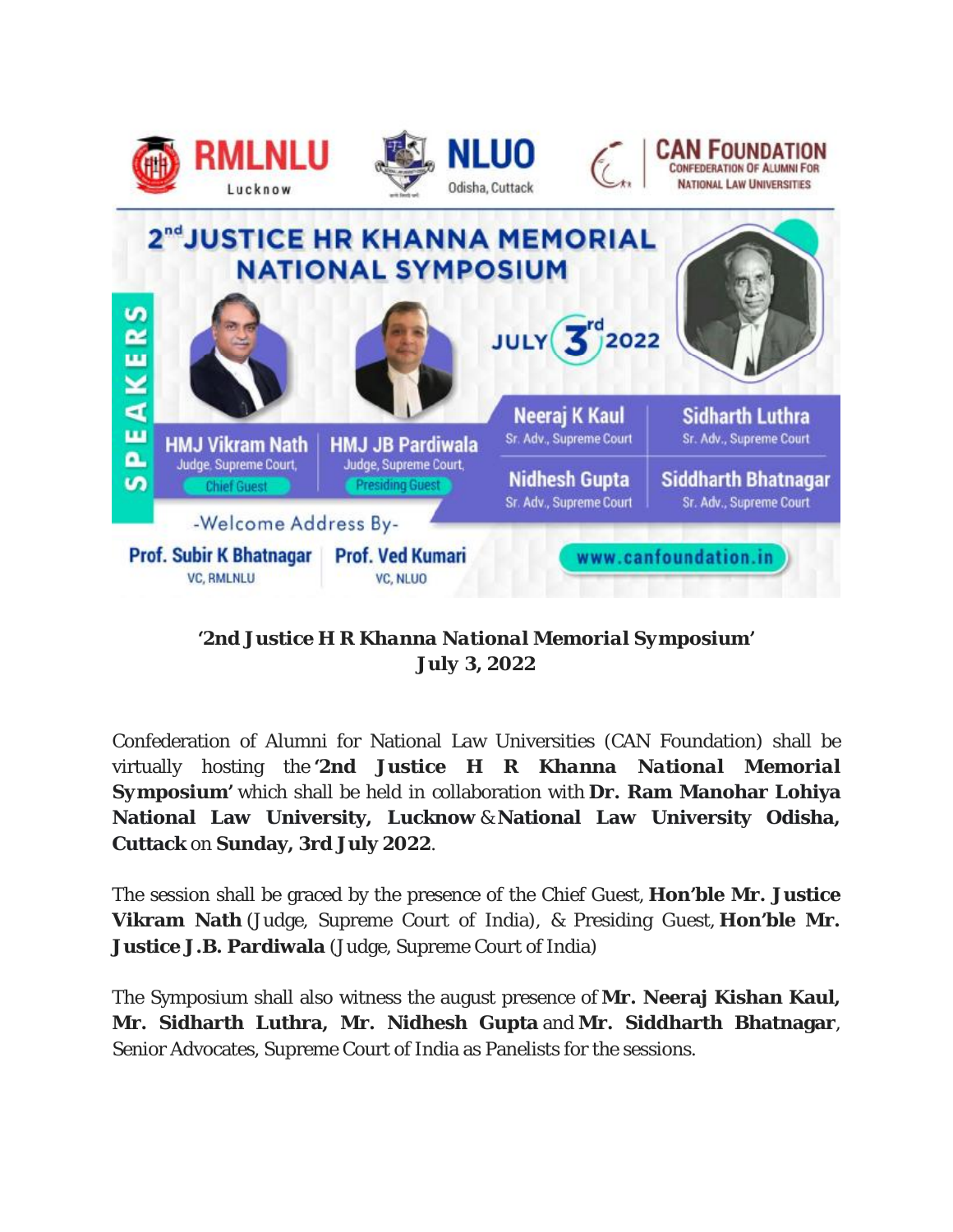***'2nd Justice H R Khanna National Memorial Symposium'***
***July 3, 2022***

Confederation of Alumni for National Law Universities (CAN Foundation) shall be virtually hosting the ***'2nd Justice H R Khanna National Memorial Symposium'*** which shall be held in collaboration with **Dr. Ram Manohar Lohiya National Law University, Lucknow** & **National Law University Odisha, Cuttack** on **Sunday, 3rd July 2022**.

The session shall be graced by the presence of the Chief Guest, **Hon'ble Mr. Justice Vikram Nath** (Judge, Supreme Court of India), & Presiding Guest, **Hon'ble Mr. Justice J.B. Pardiwala** (Judge, Supreme Court of India)

The Symposium shall also witness the august presence of **Mr. Neeraj Kishan Kaul, Mr. Sidharth Luthra, Mr. Nidhesh Gupta** and **Mr. Siddharth Bhatnagar**, Senior Advocates, Supreme Court of India as Panelists for the sessions.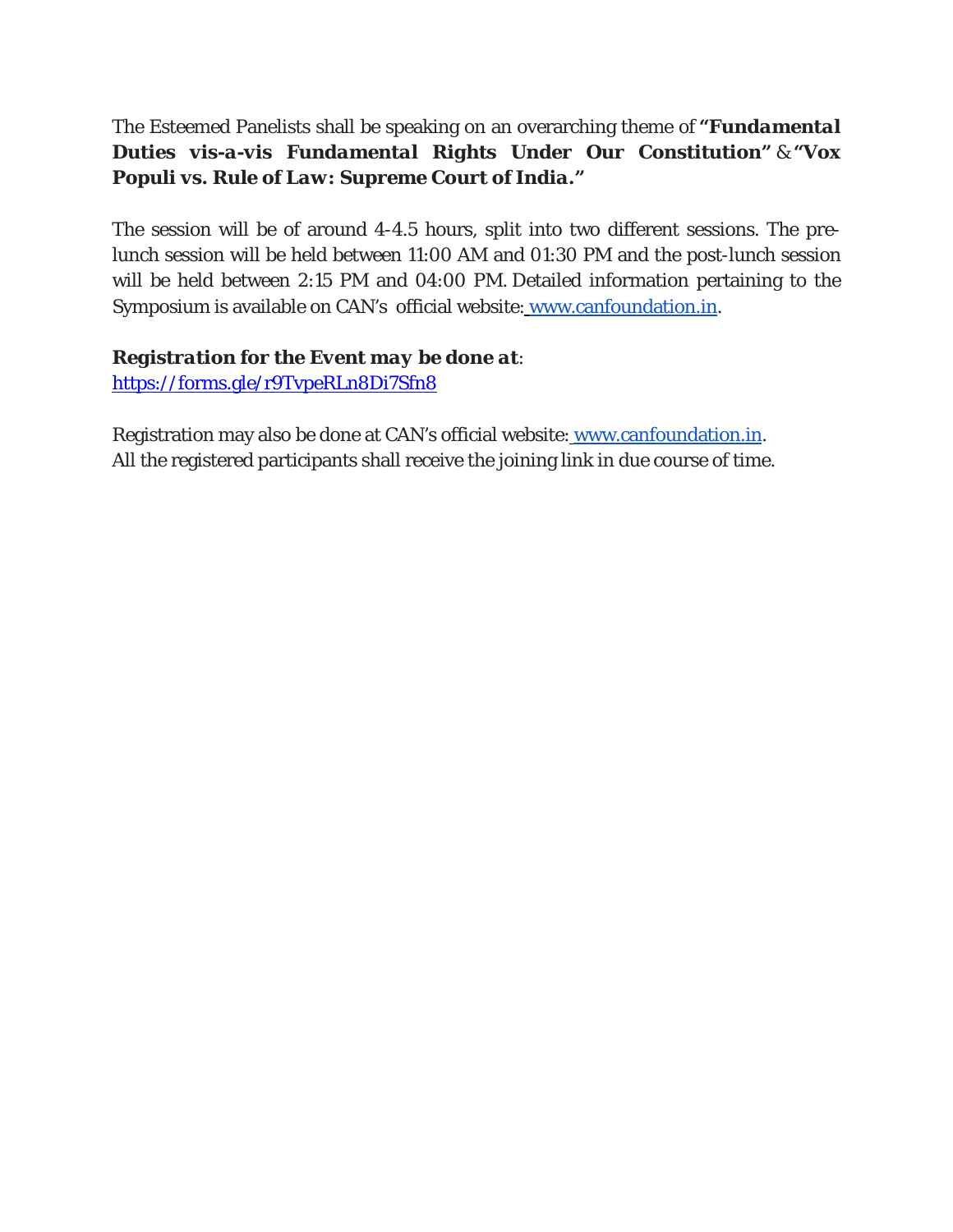The Esteemed Panelists shall be speaking on an overarching theme of ***"Fundamental Duties vis-a-vis Fundamental Rights Under Our Constitution"*** & ***"Vox Populi vs. Rule of Law: Supreme Court of India."***

The session will be of around 4-4.5 hours, split into two different sessions. The pre-lunch session will be held between 11:00 AM and 01:30 PM and the post-lunch session will be held between 2:15 PM and 04:00 PM. Detailed information pertaining to the Symposium is available on CAN's official website: www.canfoundation.in.

***Registration for the Event may be done at***:
https://forms.gle/r9TvpeRLn8Di7Sfn8

Registration may also be done at CAN's official website: www.canfoundation.in.
All the registered participants shall receive the joining link in due course of time.